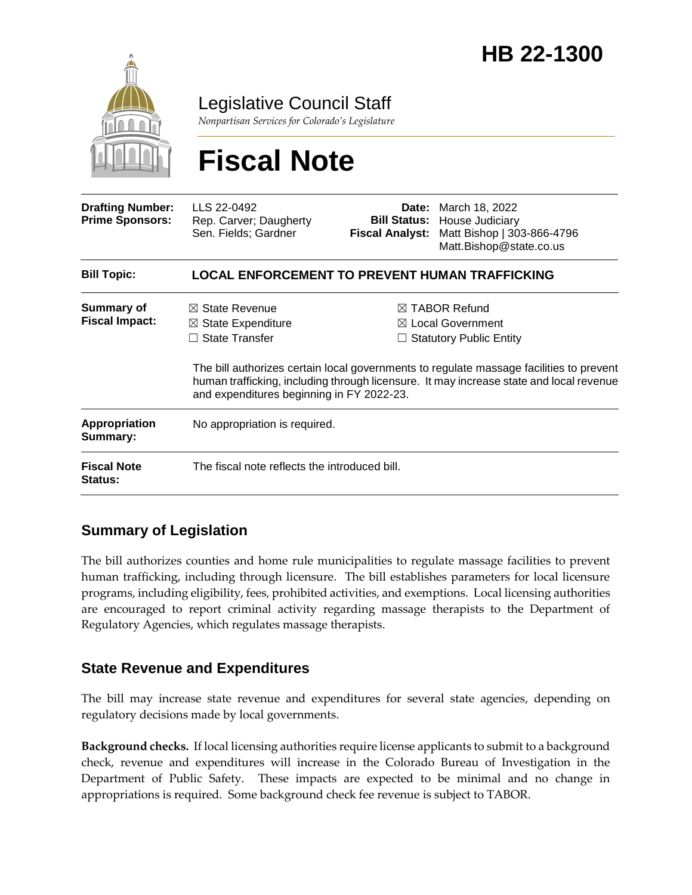# HB 22-1300

Legislative Council Staff

*Nonpartisan Services for Colorado's Legislature*

# Fiscal Note

| | | | |
|---|---|---|---|
| **Drafting Number:** | LLS 22-0492 | **Date:** | March 18, 2022 |
| **Prime Sponsors:** | Rep. Carver; Daugherty<br>Sen. Fields; Gardner | **Bill Status:** | House Judiciary |
| | | **Fiscal Analyst:** | Matt Bishop \| 303-866-4796<br>Matt.Bishop@state.co.us |

| | |
|---|---|
| **Bill Topic:** | **LOCAL ENFORCEMENT TO PREVENT HUMAN TRAFFICKING** |
| **Summary of Fiscal Impact:** | ☒ State Revenue ☒ TABOR Refund<br>☒ State Expenditure ☒ Local Government<br>☐ State Transfer ☐ Statutory Public Entity<br><br>The bill authorizes certain local governments to regulate massage facilities to prevent human trafficking, including through licensure. It may increase state and local revenue and expenditures beginning in FY 2022-23. |
| **Appropriation Summary:** | No appropriation is required. |
| **Fiscal Note Status:** | The fiscal note reflects the introduced bill. |

## Summary of Legislation

The bill authorizes counties and home rule municipalities to regulate massage facilities to prevent human trafficking, including through licensure. The bill establishes parameters for local licensure programs, including eligibility, fees, prohibited activities, and exemptions. Local licensing authorities are encouraged to report criminal activity regarding massage therapists to the Department of Regulatory Agencies, which regulates massage therapists.

## State Revenue and Expenditures

The bill may increase state revenue and expenditures for several state agencies, depending on regulatory decisions made by local governments.

**Background checks.** If local licensing authorities require license applicants to submit to a background check, revenue and expenditures will increase in the Colorado Bureau of Investigation in the Department of Public Safety. These impacts are expected to be minimal and no change in appropriations is required. Some background check fee revenue is subject to TABOR.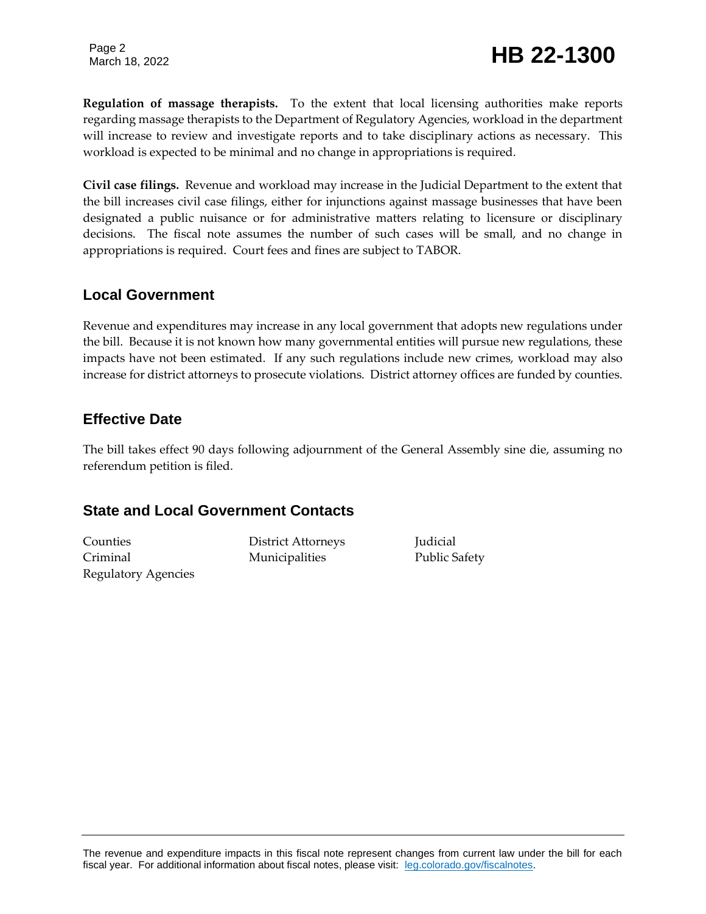**Regulation of massage therapists.** To the extent that local licensing authorities make reports regarding massage therapists to the Department of Regulatory Agencies, workload in the department will increase to review and investigate reports and to take disciplinary actions as necessary. This workload is expected to be minimal and no change in appropriations is required.

**Civil case filings.** Revenue and workload may increase in the Judicial Department to the extent that the bill increases civil case filings, either for injunctions against massage businesses that have been designated a public nuisance or for administrative matters relating to licensure or disciplinary decisions. The fiscal note assumes the number of such cases will be small, and no change in appropriations is required. Court fees and fines are subject to TABOR.

## Local Government

Revenue and expenditures may increase in any local government that adopts new regulations under the bill. Because it is not known how many governmental entities will pursue new regulations, these impacts have not been estimated. If any such regulations include new crimes, workload may also increase for district attorneys to prosecute violations. District attorney offices are funded by counties.

## Effective Date

The bill takes effect 90 days following adjournment of the General Assembly sine die, assuming no referendum petition is filed.

## State and Local Government Contacts

| | | |
|---|---|---|
| Counties | District Attorneys | Judicial |
| Criminal | Municipalities | Public Safety |
| Regulatory Agencies | | |

The revenue and expenditure impacts in this fiscal note represent changes from current law under the bill for each fiscal year. For additional information about fiscal notes, please visit: leg.colorado.gov/fiscalnotes.